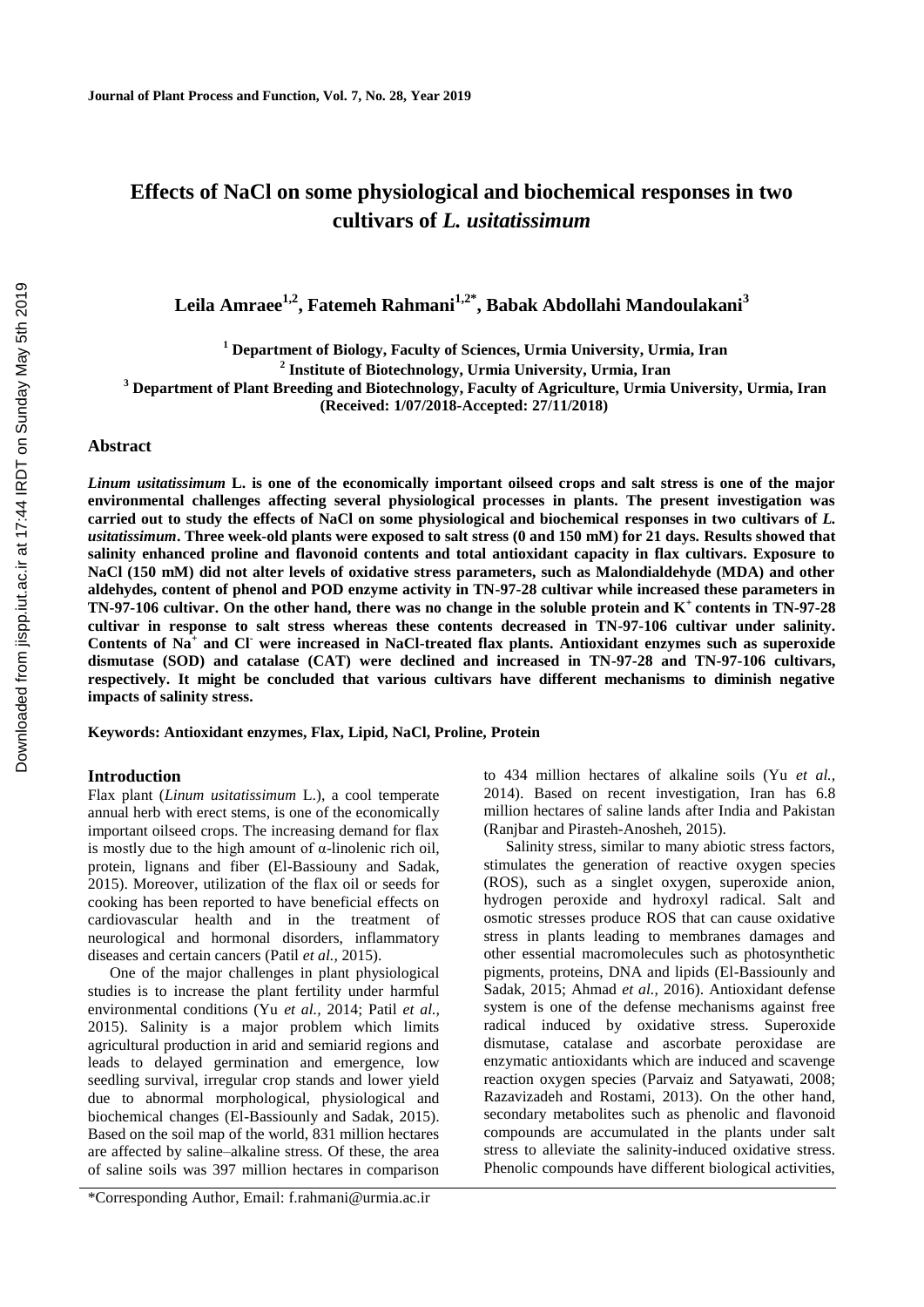# Effects of NaCl on some physiological and biochemical responses in two cultivars of *L. usitatissimum*

**Leila Amraee[1,2], Fatemeh Rahmani[1,2*], Babak Abdollahi Mandoulakani[3]**

[1] Department of Biology, Faculty of Sciences, Urmia University, Urmia, Iran
[2] Institute of Biotechnology, Urmia University, Urmia, Iran
[3] Department of Plant Breeding and Biotechnology, Faculty of Agriculture, Urmia University, Urmia, Iran
(Received: 1/07/2018-Accepted: 27/11/2018)

## Abstract

***Linum usitatissimum*** **L. is one of the economically important oilseed crops and salt stress is one of the major environmental challenges affecting several physiological processes in plants. The present investigation was carried out to study the effects of NaCl on some physiological and biochemical responses in two cultivars of *L. usitatissimum*. Three week-old plants were exposed to salt stress (0 and 150 mM) for 21 days. Results showed that salinity enhanced proline and flavonoid contents and total antioxidant capacity in flax cultivars. Exposure to NaCl (150 mM) did not alter levels of oxidative stress parameters, such as Malondialdehyde (MDA) and other aldehydes, content of phenol and POD enzyme activity in TN-97-28 cultivar while increased these parameters in TN-97-106 cultivar. On the other hand, there was no change in the soluble protein and $K^+$ contents in TN-97-28 cultivar in response to salt stress whereas these contents decreased in TN-97-106 cultivar under salinity. Contents of $Na^+$ and $Cl^-$ were increased in NaCl-treated flax plants. Antioxidant enzymes such as superoxide dismutase (SOD) and catalase (CAT) were declined and increased in TN-97-28 and TN-97-106 cultivars, respectively. It might be concluded that various cultivars have different mechanisms to diminish negative impacts of salinity stress.**

**Keywords: Antioxidant enzymes, Flax, Lipid, NaCl, Proline, Protein**

## Introduction

Flax plant (*Linum usitatissimum* L.), a cool temperate annual herb with erect stems, is one of the economically important oilseed crops. The increasing demand for flax is mostly due to the high amount of α-linolenic rich oil, protein, lignans and fiber (El-Bassiouny and Sadak, 2015). Moreover, utilization of the flax oil or seeds for cooking has been reported to have beneficial effects on cardiovascular health and in the treatment of neurological and hormonal disorders, inflammatory diseases and certain cancers (Patil *et al.*, 2015).

One of the major challenges in plant physiological studies is to increase the plant fertility under harmful environmental conditions (Yu *et al.*, 2014; Patil *et al.*, 2015). Salinity is a major problem which limits agricultural production in arid and semiarid regions and leads to delayed germination and emergence, low seedling survival, irregular crop stands and lower yield due to abnormal morphological, physiological and biochemical changes (El-Bassiounly and Sadak, 2015). Based on the soil map of the world, 831 million hectares are affected by saline–alkaline stress. Of these, the area of saline soils was 397 million hectares in comparison to 434 million hectares of alkaline soils (Yu *et al.*, 2014). Based on recent investigation, Iran has 6.8 million hectares of saline lands after India and Pakistan (Ranjbar and Pirasteh-Anosheh, 2015).

Salinity stress, similar to many abiotic stress factors, stimulates the generation of reactive oxygen species (ROS), such as a singlet oxygen, superoxide anion, hydrogen peroxide and hydroxyl radical. Salt and osmotic stresses produce ROS that can cause oxidative stress in plants leading to membranes damages and other essential macromolecules such as photosynthetic pigments, proteins, DNA and lipids (El-Bassiounly and Sadak, 2015; Ahmad *et al.*, 2016). Antioxidant defense system is one of the defense mechanisms against free radical induced by oxidative stress. Superoxide dismutase, catalase and ascorbate peroxidase are enzymatic antioxidants which are induced and scavenge reaction oxygen species (Parvaiz and Satyawati, 2008; Razavizadeh and Rostami, 2013). On the other hand, secondary metabolites such as phenolic and flavonoid compounds are accumulated in the plants under salt stress to alleviate the salinity-induced oxidative stress. Phenolic compounds have different biological activities,

*Corresponding Author, Email: f.rahmani@urmia.ac.ir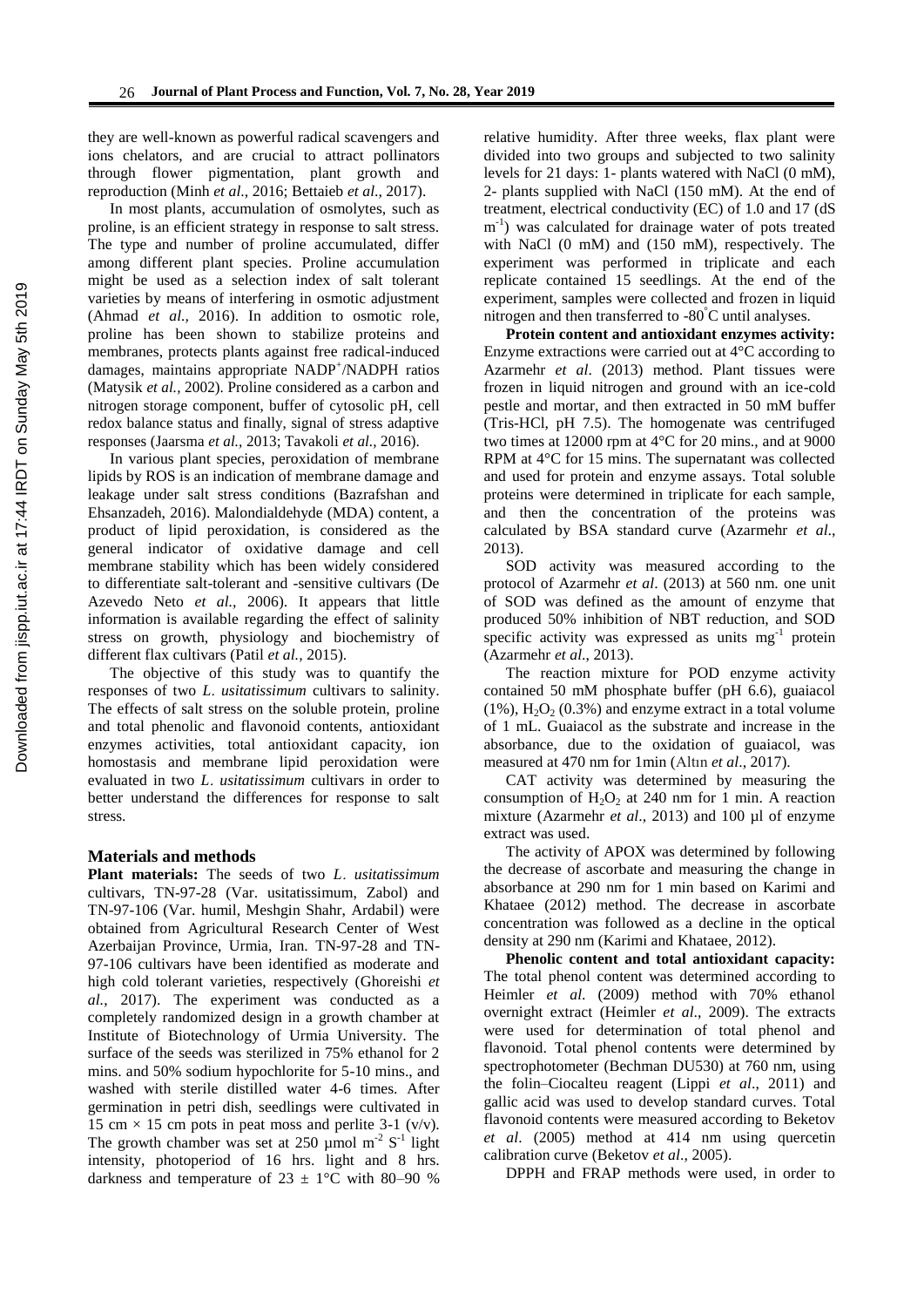they are well-known as powerful radical scavengers and ions chelators, and are crucial to attract pollinators through flower pigmentation, plant growth and reproduction (Minh *et al*., 2016; Bettaieb *et al*., 2017).

In most plants, accumulation of osmolytes, such as proline, is an efficient strategy in response to salt stress. The type and number of proline accumulated, differ among different plant species. Proline accumulation might be used as a selection index of salt tolerant varieties by means of interfering in osmotic adjustment (Ahmad *et al.,* 2016). In addition to osmotic role, proline has been shown to stabilize proteins and membranes, protects plants against free radical-induced damages, maintains appropriate $NADP^+$/NADPH ratios (Matysik *et al.,* 2002). Proline considered as a carbon and nitrogen storage component, buffer of cytosolic pH, cell redox balance status and finally, signal of stress adaptive responses (Jaarsma *et al.,* 2013; Tavakoli *et al.,* 2016).

In various plant species, peroxidation of membrane lipids by ROS is an indication of membrane damage and leakage under salt stress conditions (Bazrafshan and Ehsanzadeh, 2016). Malondialdehyde (MDA) content, a product of lipid peroxidation, is considered as the general indicator of oxidative damage and cell membrane stability which has been widely considered to differentiate salt-tolerant and -sensitive cultivars (De Azevedo Neto *et al*., 2006). It appears that little information is available regarding the effect of salinity stress on growth, physiology and biochemistry of different flax cultivars (Patil *et al.,* 2015).

The objective of this study was to quantify the responses of two *L. usitatissimum* cultivars to salinity. The effects of salt stress on the soluble protein, proline and total phenolic and flavonoid contents, antioxidant enzymes activities, total antioxidant capacity, ion homostasis and membrane lipid peroxidation were evaluated in two *L. usitatissimum* cultivars in order to better understand the differences for response to salt stress.

## Materials and methods

**Plant materials:** The seeds of two *L. usitatissimum* cultivars, TN-97-28 (Var. usitatissimum, Zabol) and TN-97-106 (Var. humil, Meshgin Shahr, Ardabil) were obtained from Agricultural Research Center of West Azerbaijan Province, Urmia, Iran. TN-97-28 and TN-97-106 cultivars have been identified as moderate and high cold tolerant varieties, respectively (Ghoreishi *et al.*, 2017). The experiment was conducted as a completely randomized design in a growth chamber at Institute of Biotechnology of Urmia University. The surface of the seeds was sterilized in 75% ethanol for 2 mins. and 50% sodium hypochlorite for 5-10 mins., and washed with sterile distilled water 4-6 times. After germination in petri dish, seedlings were cultivated in 15 cm × 15 cm pots in peat moss and perlite 3-1 (v/v). The growth chamber was set at 250 µmol $m^{-2}$ $S^{-1}$ light intensity, photoperiod of 16 hrs. light and 8 hrs. darkness and temperature of 23 ± 1°C with 80–90 % relative humidity. After three weeks, flax plant were divided into two groups and subjected to two salinity levels for 21 days: 1- plants watered with NaCl (0 mM), 2- plants supplied with NaCl (150 mM). At the end of treatment, electrical conductivity (EC) of 1.0 and 17 (dS $m^{-1}$) was calculated for drainage water of pots treated with NaCl (0 mM) and (150 mM), respectively. The experiment was performed in triplicate and each replicate contained 15 seedlings. At the end of the experiment, samples were collected and frozen in liquid nitrogen and then transferred to -80°C until analyses.

**Protein content and antioxidant enzymes activity:** Enzyme extractions were carried out at 4°C according to Azarmehr *et al*. (2013) method. Plant tissues were frozen in liquid nitrogen and ground with an ice-cold pestle and mortar, and then extracted in 50 mM buffer (Tris-HCl, pH 7.5). The homogenate was centrifuged two times at 12000 rpm at 4°C for 20 mins., and at 9000 RPM at 4°C for 15 mins. The supernatant was collected and used for protein and enzyme assays. Total soluble proteins were determined in triplicate for each sample, and then the concentration of the proteins was calculated by BSA standard curve (Azarmehr *et al*., 2013).

SOD activity was measured according to the protocol of Azarmehr *et al*. (2013) at 560 nm. one unit of SOD was defined as the amount of enzyme that produced 50% inhibition of NBT reduction, and SOD specific activity was expressed as units $mg^{-1}$ protein (Azarmehr *et al*., 2013).

The reaction mixture for POD enzyme activity contained 50 mM phosphate buffer (pH 6.6), guaiacol (1%), $H_2O_2$ (0.3%) and enzyme extract in a total volume of 1 mL. Guaiacol as the substrate and increase in the absorbance, due to the oxidation of guaiacol, was measured at 470 nm for 1min (Altın *et al*., 2017).

CAT activity was determined by measuring the consumption of $H_2O_2$ at 240 nm for 1 min. A reaction mixture (Azarmehr *et al*., 2013) and 100 µl of enzyme extract was used.

The activity of APOX was determined by following the decrease of ascorbate and measuring the change in absorbance at 290 nm for 1 min based on Karimi and Khataee (2012) method. The decrease in ascorbate concentration was followed as a decline in the optical density at 290 nm (Karimi and Khataee, 2012).

**Phenolic content and total antioxidant capacity:** The total phenol content was determined according to Heimler *et al*. (2009) method with 70% ethanol overnight extract (Heimler *et al*., 2009). The extracts were used for determination of total phenol and flavonoid. Total phenol contents were determined by spectrophotometer (Bechman DU530) at 760 nm, using the folin–Ciocalteu reagent (Lippi *et al*., 2011) and gallic acid was used to develop standard curves. Total flavonoid contents were measured according to Beketov *et al*. (2005) method at 414 nm using quercetin calibration curve (Beketov *et al*., 2005).

DPPH and FRAP methods were used, in order to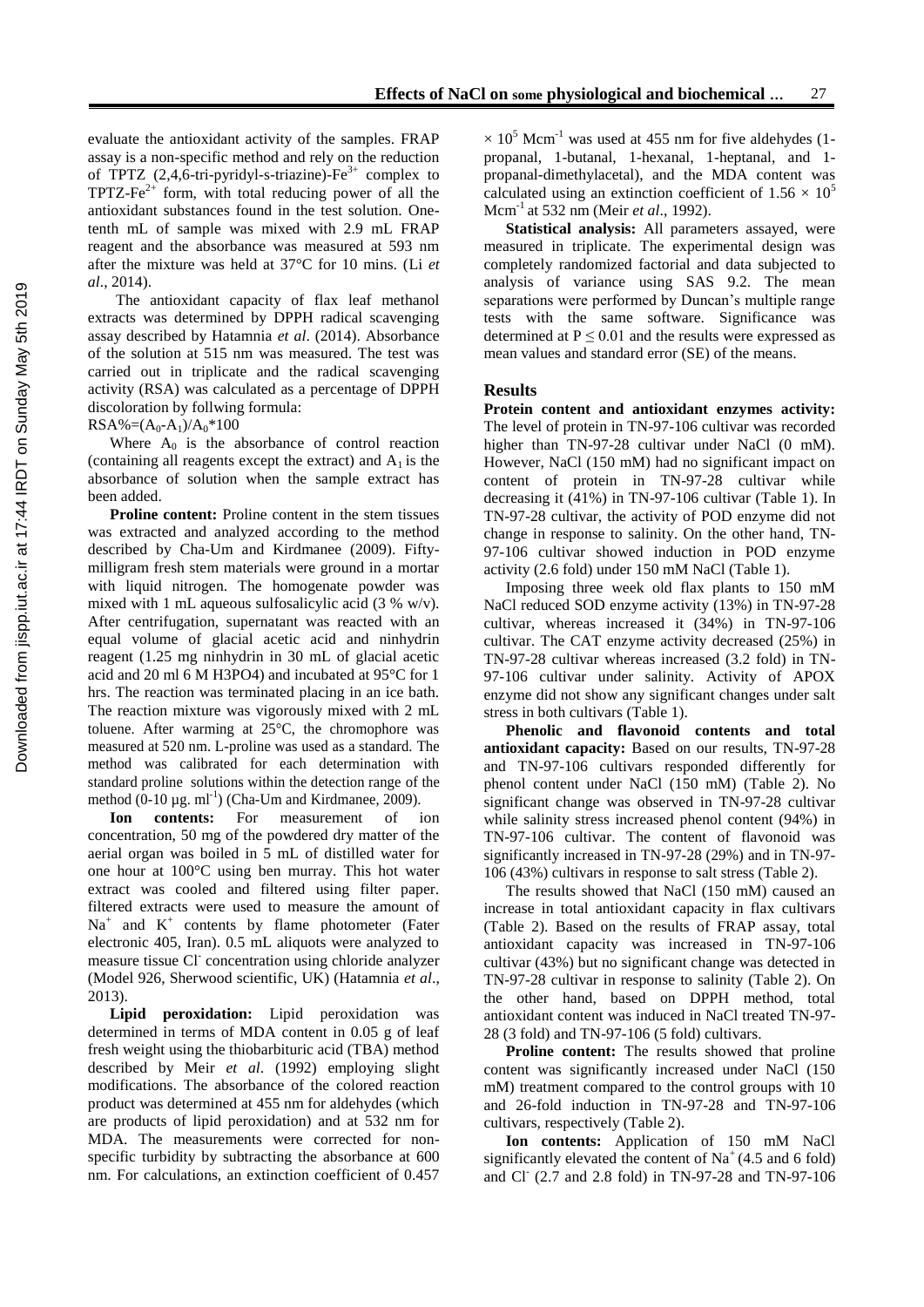evaluate the antioxidant activity of the samples. FRAP assay is a non-specific method and rely on the reduction of TPTZ (2,4,6-tri-pyridyl-s-triazine)-$Fe^{3+}$ complex to TPTZ-$Fe^{2+}$ form, with total reducing power of all the antioxidant substances found in the test solution. One-tenth mL of sample was mixed with 2.9 mL FRAP reagent and the absorbance was measured at 593 nm after the mixture was held at 37°C for 10 mins. (Li *et al*., 2014).

The antioxidant capacity of flax leaf methanol extracts was determined by DPPH radical scavenging assay described by Hatamnia *et al*. (2014). Absorbance of the solution at 515 nm was measured. The test was carried out in triplicate and the radical scavenging activity (RSA) was calculated as a percentage of DPPH discoloration by follwing formula:

$RSA\%=(A_0-A_1)/A_0*100$

Where $A_0$ is the absorbance of control reaction (containing all reagents except the extract) and $A_1$ is the absorbance of solution when the sample extract has been added.

**Proline content:** Proline content in the stem tissues was extracted and analyzed according to the method described by Cha-Um and Kirdmanee (2009). Fifty-milligram fresh stem materials were ground in a mortar with liquid nitrogen. The homogenate powder was mixed with 1 mL aqueous sulfosalicylic acid (3 % w/v). After centrifugation, supernatant was reacted with an equal volume of glacial acetic acid and ninhydrin reagent (1.25 mg ninhydrin in 30 mL of glacial acetic acid and 20 ml 6 M H3PO4) and incubated at 95°C for 1 hrs. The reaction was terminated placing in an ice bath. The reaction mixture was vigorously mixed with 2 mL toluene. After warming at 25°C, the chromophore was measured at 520 nm. L-proline was used as a standard. The method was calibrated for each determination with standard proline solutions within the detection range of the method (0-10 µg. $ml^{-1}$) (Cha-Um and Kirdmanee, 2009).

**Ion contents:** For measurement of ion concentration, 50 mg of the powdered dry matter of the aerial organ was boiled in 5 mL of distilled water for one hour at 100°C using ben murray. This hot water extract was cooled and filtered using filter paper. filtered extracts were used to measure the amount of $Na^+$ and $K^+$ contents by flame photometer (Fater electronic 405, Iran). 0.5 mL aliquots were analyzed to measure tissue $Cl^-$ concentration using chloride analyzer (Model 926, Sherwood scientific, UK) (Hatamnia *et al*., 2013).

**Lipid peroxidation:** Lipid peroxidation was determined in terms of MDA content in 0.05 g of leaf fresh weight using the thiobarbituric acid (TBA) method described by Meir *et al*. (1992) employing slight modifications. The absorbance of the colored reaction product was determined at 455 nm for aldehydes (which are products of lipid peroxidation) and at 532 nm for MDA. The measurements were corrected for non-specific turbidity by subtracting the absorbance at 600 nm. For calculations, an extinction coefficient of 0.457 $\times 10^5$ $Mcm^{-1}$ was used at 455 nm for five aldehydes (1-propanal, 1-butanal, 1-hexanal, 1-heptanal, and 1-propanal-dimethylacetal), and the MDA content was calculated using an extinction coefficient of $1.56 \times 10^5$ $Mcm^{-1}$ at 532 nm (Meir *et al*., 1992).

**Statistical analysis:** All parameters assayed, were measured in triplicate. The experimental design was completely randomized factorial and data subjected to analysis of variance using SAS 9.2. The mean separations were performed by Duncan's multiple range tests with the same software. Significance was determined at $P \leq 0.01$ and the results were expressed as mean values and standard error (SE) of the means.

## Results

**Protein content and antioxidant enzymes activity:** The level of protein in TN-97-106 cultivar was recorded higher than TN-97-28 cultivar under NaCl (0 mM). However, NaCl (150 mM) had no significant impact on content of protein in TN-97-28 cultivar while decreasing it (41%) in TN-97-106 cultivar (Table 1). In TN-97-28 cultivar, the activity of POD enzyme did not change in response to salinity. On the other hand, TN-97-106 cultivar showed induction in POD enzyme activity (2.6 fold) under 150 mM NaCl (Table 1).

Imposing three week old flax plants to 150 mM NaCl reduced SOD enzyme activity (13%) in TN-97-28 cultivar, whereas increased it (34%) in TN-97-106 cultivar. The CAT enzyme activity decreased (25%) in TN-97-28 cultivar whereas increased (3.2 fold) in TN-97-106 cultivar under salinity. Activity of APOX enzyme did not show any significant changes under salt stress in both cultivars (Table 1).

**Phenolic and flavonoid contents and total antioxidant capacity:** Based on our results, TN-97-28 and TN-97-106 cultivars responded differently for phenol content under NaCl (150 mM) (Table 2). No significant change was observed in TN-97-28 cultivar while salinity stress increased phenol content (94%) in TN-97-106 cultivar. The content of flavonoid was significantly increased in TN-97-28 (29%) and in TN-97-106 (43%) cultivars in response to salt stress (Table 2).

The results showed that NaCl (150 mM) caused an increase in total antioxidant capacity in flax cultivars (Table 2). Based on the results of FRAP assay, total antioxidant capacity was increased in TN-97-106 cultivar (43%) but no significant change was detected in TN-97-28 cultivar in response to salinity (Table 2). On the other hand, based on DPPH method, total antioxidant content was induced in NaCl treated TN-97-28 (3 fold) and TN-97-106 (5 fold) cultivars.

**Proline content:** The results showed that proline content was significantly increased under NaCl (150 mM) treatment compared to the control groups with 10 and 26-fold induction in TN-97-28 and TN-97-106 cultivars, respectively (Table 2).

**Ion contents:** Application of 150 mM NaCl significantly elevated the content of $Na^+$ (4.5 and 6 fold) and $Cl^-$ (2.7 and 2.8 fold) in TN-97-28 and TN-97-106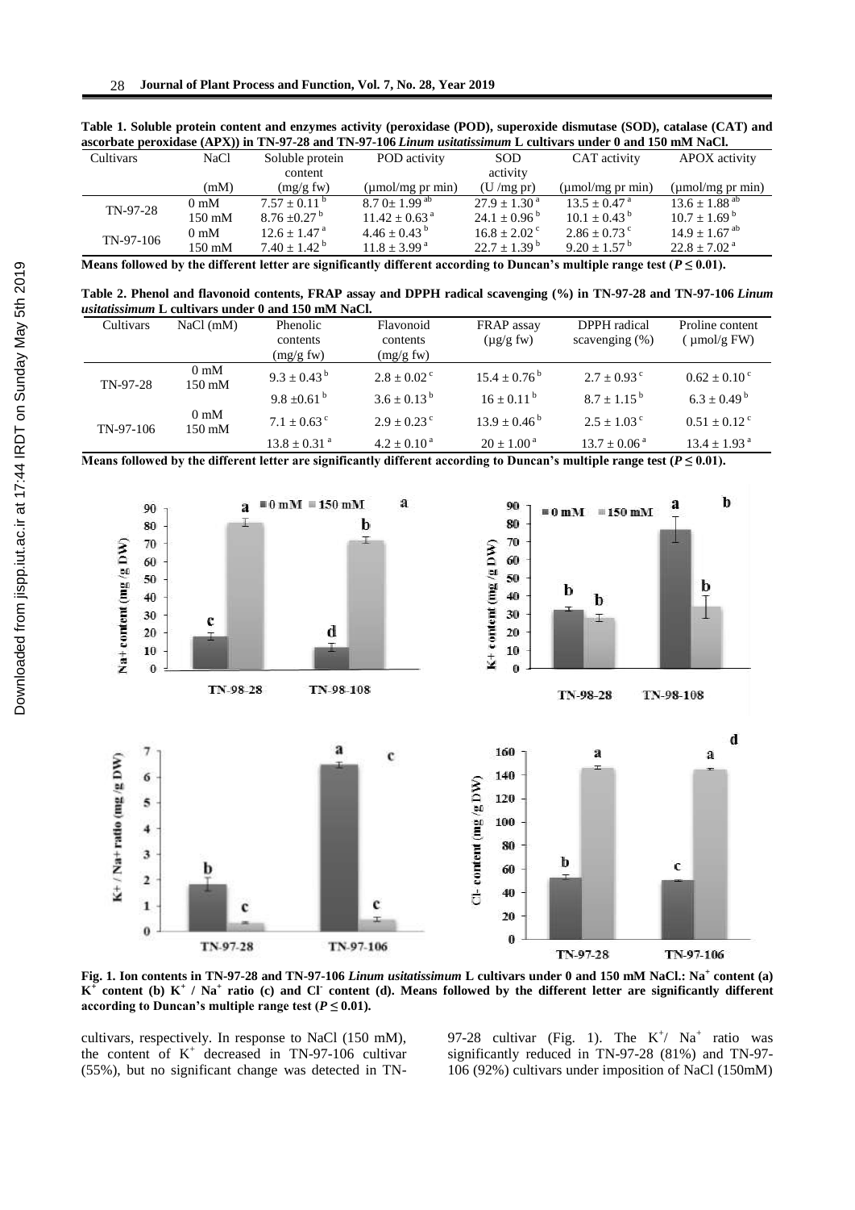**Table 1. Soluble protein content and enzymes activity (peroxidase (POD), superoxide dismutase (SOD), catalase (CAT) and ascorbate peroxidase (APX)) in TN-97-28 and TN-97-106 *Linum usitatissimum* L cultivars under 0 and 150 mM NaCl.**

| Cultivars | NaCl (mM) | Soluble protein content (mg/g fw) | POD activity (μmol/mg pr min) | SOD activity (U /mg pr) | CAT activity (μmol/mg pr min) | APOX activity (μmol/mg pr min) |
|---|---|---|---|---|---|---|
| TN-97-28 | 0 mM | 7.57 ± 0.11 [b] | 8.7 0± 1.99 [ab] | 27.9 ± 1.30 [a] | 13.5 ± 0.47 [a] | 13.6 ± 1.88 [ab] |
| | 150 mM | 8.76 ±0.27 [b] | 11.42 ± 0.63 [a] | 24.1 ± 0.96 [b] | 10.1 ± 0.43 [b] | 10.7 ± 1.69 [b] |
| TN-97-106 | 0 mM | 12.6 ± 1.47 [a] | 4.46 ± 0.43 [b] | 16.8 ± 2.02 [c] | 2.86 ± 0.73 [c] | 14.9 ± 1.67 [ab] |
| | 150 mM | 7.40 ± 1.42 [b] | 11.8 ± 3.99 [a] | 22.7 ± 1.39 [b] | 9.20 ± 1.57 [b] | 22.8 ± 7.02 [a] |

**Means followed by the different letter are significantly different according to Duncan's multiple range test ($P \leq 0.01$).**

**Table 2. Phenol and flavonoid contents, FRAP assay and DPPH radical scavenging (%) in TN-97-28 and TN-97-106 *Linum usitatissimum* L cultivars under 0 and 150 mM NaCl.**

| Cultivars | NaCl (mM) | Phenolic contents (mg/g fw) | Flavonoid contents (mg/g fw) | FRAP assay (μg/g fw) | DPPH radical scavenging (%) | Proline content ( μmol/g FW) |
|---|---|---|---|---|---|---|
| TN-97-28 | 0 mM | 9.3 ± 0.43 [b] | 2.8 ± 0.02 [c] | 15.4 ± 0.76 [b] | 2.7 ± 0.93 [c] | 0.62 ± 0.10 [c] |
| | 150 mM | 9.8 ±0.61 [b] | 3.6 ± 0.13 [b] | 16 ± 0.11 [b] | 8.7 ± 1.15 [b] | 6.3 ± 0.49 [b] |
| TN-97-106 | 0 mM | 7.1 ± 0.63 [c] | 2.9 ± 0.23 [c] | 13.9 ± 0.46 [b] | 2.5 ± 1.03 [c] | 0.51 ± 0.12 [c] |
| | 150 mM | 13.8 ± 0.31 [a] | 4.2 ± 0.10 [a] | 20 ± 1.00 [a] | 13.7 ± 0.06 [a] | 13.4 ± 1.93 [a] |

**Means followed by the different letter are significantly different according to Duncan's multiple range test ($P \leq 0.01$).**

**Fig. 1. Ion contents in TN-97-28 and TN-97-106 *Linum usitatissimum* L cultivars under 0 and 150 mM NaCl.: $Na^+$ content (a) $K^+$ content (b) $K^+$ / $Na^+$ ratio (c) and $Cl^-$ content (d). Means followed by the different letter are significantly different according to Duncan's multiple range test ($P \leq 0.01$).**

cultivars, respectively. In response to NaCl (150 mM), the content of $K^+$ decreased in TN-97-106 cultivar (55%), but no significant change was detected in TN-97-28 cultivar (Fig. 1). The $K^+$/ $Na^+$ ratio was significantly reduced in TN-97-28 (81%) and TN-97-106 (92%) cultivars under imposition of NaCl (150mM)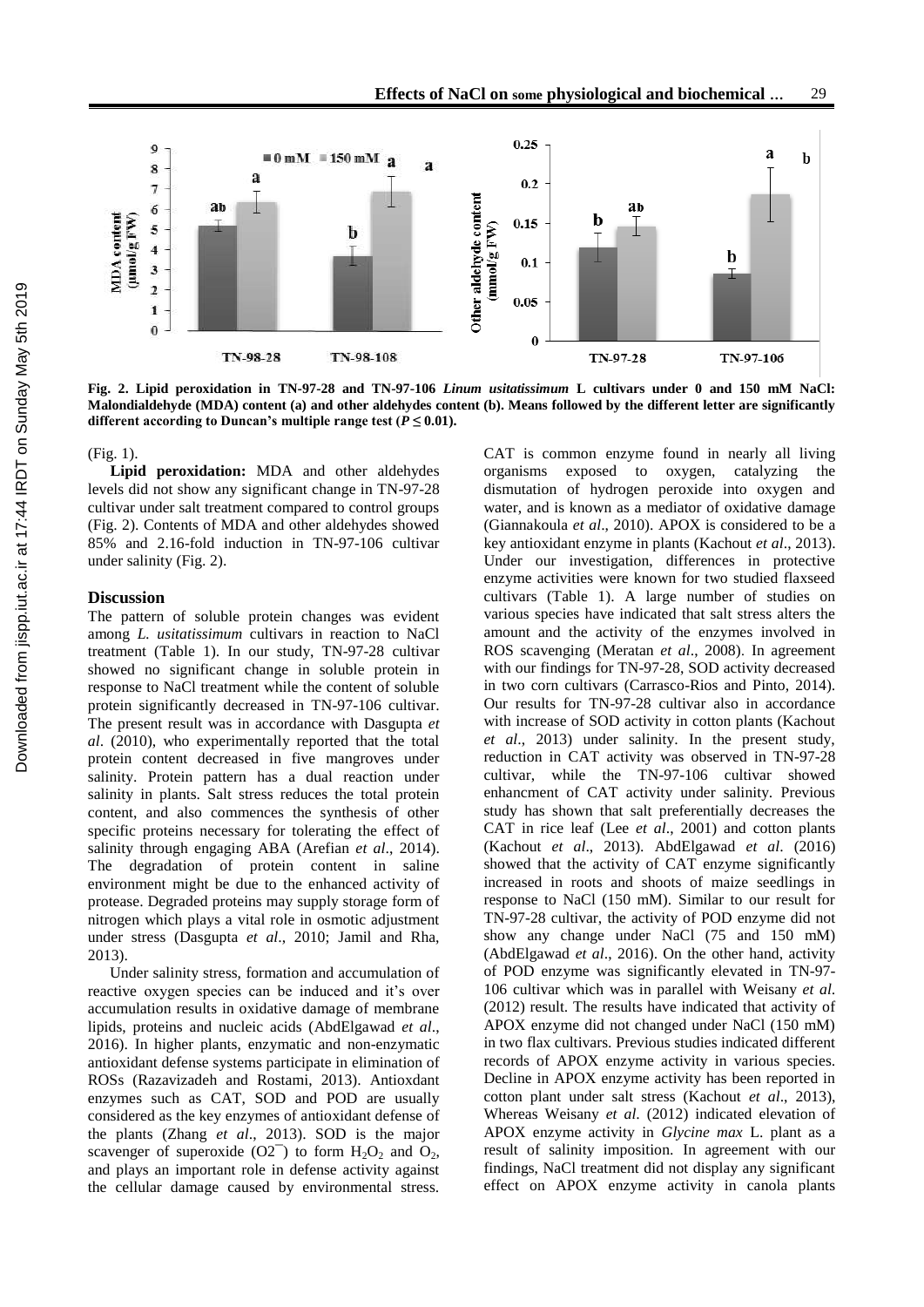**Fig. 2. Lipid peroxidation in TN-97-28 and TN-97-106 *Linum usitatissimum* L cultivars under 0 and 150 mM NaCl: Malondialdehyde (MDA) content (a) and other aldehydes content (b). Means followed by the different letter are significantly different according to Duncan's multiple range test ($P \leq 0.01$).**

(Fig. 1).

**Lipid peroxidation:** MDA and other aldehydes levels did not show any significant change in TN-97-28 cultivar under salt treatment compared to control groups (Fig. 2). Contents of MDA and other aldehydes showed 85% and 2.16-fold induction in TN-97-106 cultivar under salinity (Fig. 2).

## Discussion

The pattern of soluble protein changes was evident among *L. usitatissimum* cultivars in reaction to NaCl treatment (Table 1). In our study, TN-97-28 cultivar showed no significant change in soluble protein in response to NaCl treatment while the content of soluble protein significantly decreased in TN-97-106 cultivar. The present result was in accordance with Dasgupta *et al*. (2010), who experimentally reported that the total protein content decreased in five mangroves under salinity. Protein pattern has a dual reaction under salinity in plants. Salt stress reduces the total protein content, and also commences the synthesis of other specific proteins necessary for tolerating the effect of salinity through engaging ABA (Arefian *et al*., 2014). The degradation of protein content in saline environment might be due to the enhanced activity of protease. Degraded proteins may supply storage form of nitrogen which plays a vital role in osmotic adjustment under stress (Dasgupta *et al*., 2010; Jamil and Rha, 2013).

Under salinity stress, formation and accumulation of reactive oxygen species can be induced and it's over accumulation results in oxidative damage of membrane lipids, proteins and nucleic acids (AbdElgawad *et al*., 2016). In higher plants, enzymatic and non-enzymatic antioxidant defense systems participate in elimination of ROSs (Razavizadeh and Rostami, 2013). Antioxdant enzymes such as CAT, SOD and POD are usually considered as the key enzymes of antioxidant defense of the plants (Zhang *et al*., 2013). SOD is the major scavenger of superoxide ($O2^{-}$) to form $H_2O_2$ and $O_2$, and plays an important role in defense activity against the cellular damage caused by environmental stress. CAT is common enzyme found in nearly all living organisms exposed to oxygen, catalyzing the dismutation of hydrogen peroxide into oxygen and water, and is known as a mediator of oxidative damage (Giannakoula *et al*., 2010). APOX is considered to be a key antioxidant enzyme in plants (Kachout *et al*., 2013). Under our investigation, differences in protective enzyme activities were known for two studied flaxseed cultivars (Table 1). A large number of studies on various species have indicated that salt stress alters the amount and the activity of the enzymes involved in ROS scavenging (Meratan *et al*., 2008). In agreement with our findings for TN-97-28, SOD activity decreased in two corn cultivars (Carrasco-Rios and Pinto, 2014). Our results for TN-97-28 cultivar also in accordance with increase of SOD activity in cotton plants (Kachout *et al*., 2013) under salinity. In the present study, reduction in CAT activity was observed in TN-97-28 cultivar, while the TN-97-106 cultivar showed enhancment of CAT activity under salinity. Previous study has shown that salt preferentially decreases the CAT in rice leaf (Lee *et al*., 2001) and cotton plants (Kachout *et al*., 2013). AbdElgawad *et al*. (2016) showed that the activity of CAT enzyme significantly increased in roots and shoots of maize seedlings in response to NaCl (150 mM). Similar to our result for TN-97-28 cultivar, the activity of POD enzyme did not show any change under NaCl (75 and 150 mM) (AbdElgawad *et al*., 2016). On the other hand, activity of POD enzyme was significantly elevated in TN-97-106 cultivar which was in parallel with Weisany *et al*. (2012) result. The results have indicated that activity of APOX enzyme did not changed under NaCl (150 mM) in two flax cultivars. Previous studies indicated different records of APOX enzyme activity in various species. Decline in APOX enzyme activity has been reported in cotton plant under salt stress (Kachout *et al*., 2013), Whereas Weisany *et al*. (2012) indicated elevation of APOX enzyme activity in *Glycine max* L. plant as a result of salinity imposition. In agreement with our findings, NaCl treatment did not display any significant effect on APOX enzyme activity in canola plants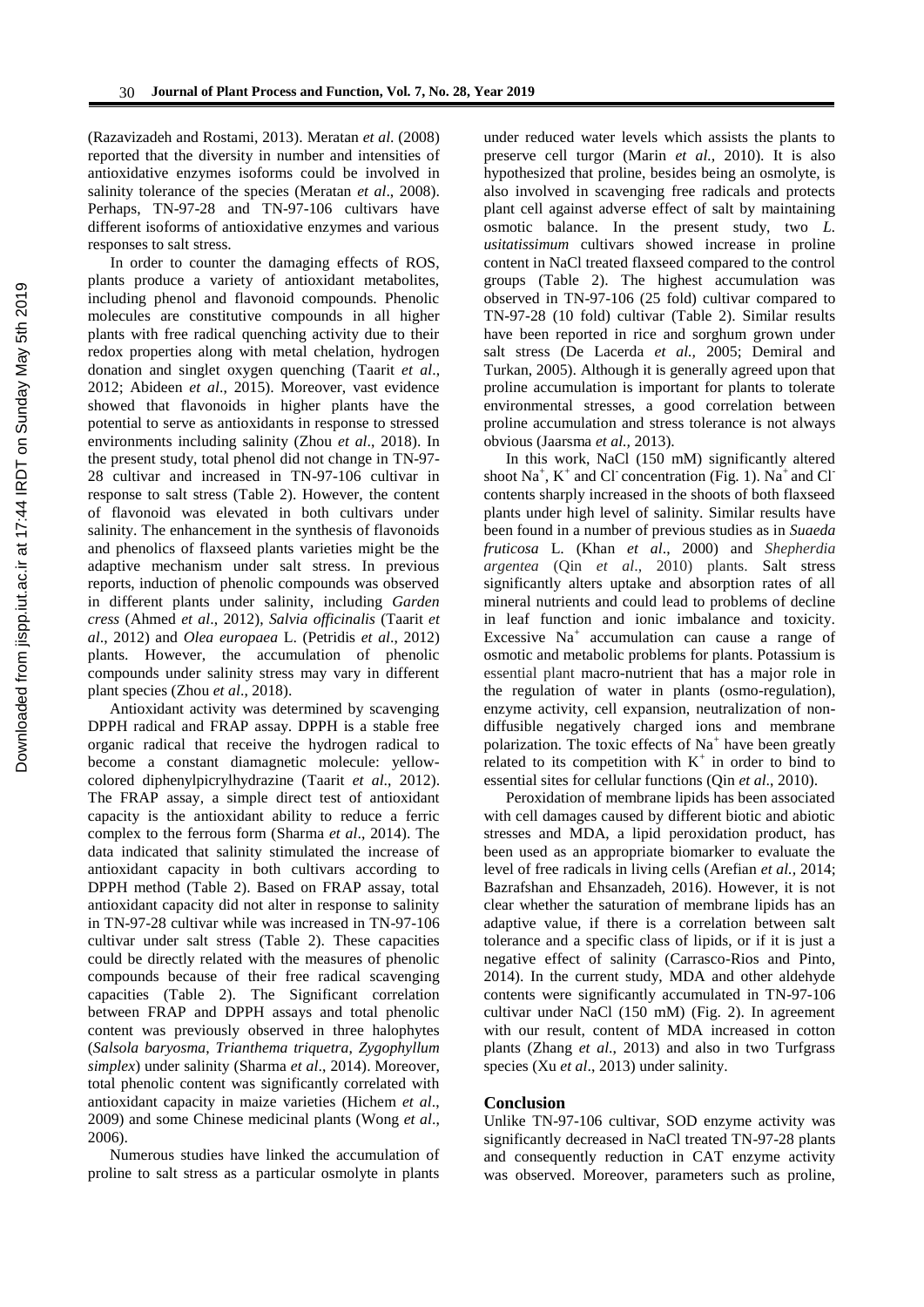(Razavizadeh and Rostami, 2013). Meratan *et al.* (2008) reported that the diversity in number and intensities of antioxidative enzymes isoforms could be involved in salinity tolerance of the species (Meratan *et al*., 2008). Perhaps, TN-97-28 and TN-97-106 cultivars have different isoforms of antioxidative enzymes and various responses to salt stress.

In order to counter the damaging effects of ROS, plants produce a variety of antioxidant metabolites, including phenol and flavonoid compounds. Phenolic molecules are constitutive compounds in all higher plants with free radical quenching activity due to their redox properties along with metal chelation, hydrogen donation and singlet oxygen quenching (Taarit *et al*., 2012; Abideen *et al*., 2015). Moreover, vast evidence showed that flavonoids in higher plants have the potential to serve as antioxidants in response to stressed environments including salinity (Zhou *et al*., 2018). In the present study, total phenol did not change in TN-97-28 cultivar and increased in TN-97-106 cultivar in response to salt stress (Table 2). However, the content of flavonoid was elevated in both cultivars under salinity. The enhancement in the synthesis of flavonoids and phenolics of flaxseed plants varieties might be the adaptive mechanism under salt stress. In previous reports, induction of phenolic compounds was observed in different plants under salinity, including *Garden cress* (Ahmed *et al*., 2012), *Salvia officinalis* (Taarit *et al*., 2012) and *Olea europaea* L. (Petridis *et al*., 2012) plants. However, the accumulation of phenolic compounds under salinity stress may vary in different plant species (Zhou *et al*., 2018).

Antioxidant activity was determined by scavenging DPPH radical and FRAP assay. DPPH is a stable free organic radical that receive the hydrogen radical to become a constant diamagnetic molecule: yellow-colored diphenylpicrylhydrazine (Taarit *et al*., 2012). The FRAP assay, a simple direct test of antioxidant capacity is the antioxidant ability to reduce a ferric complex to the ferrous form (Sharma *et al*., 2014). The data indicated that salinity stimulated the increase of antioxidant capacity in both cultivars according to DPPH method (Table 2). Based on FRAP assay, total antioxidant capacity did not alter in response to salinity in TN-97-28 cultivar while was increased in TN-97-106 cultivar under salt stress (Table 2). These capacities could be directly related with the measures of phenolic compounds because of their free radical scavenging capacities (Table 2). The Significant correlation between FRAP and DPPH assays and total phenolic content was previously observed in three halophytes (*Salsola baryosma, Trianthema triquetra, Zygophyllum simplex*) under salinity (Sharma *et al*., 2014). Moreover, total phenolic content was significantly correlated with antioxidant capacity in maize varieties (Hichem *et al*., 2009) and some Chinese medicinal plants (Wong *et al*., 2006).

Numerous studies have linked the accumulation of proline to salt stress as a particular osmolyte in plants under reduced water levels which assists the plants to preserve cell turgor (Marin *et al.,* 2010). It is also hypothesized that proline, besides being an osmolyte, is also involved in scavenging free radicals and protects plant cell against adverse effect of salt by maintaining osmotic balance. In the present study, two *L. usitatissimum* cultivars showed increase in proline content in NaCl treated flaxseed compared to the control groups (Table 2). The highest accumulation was observed in TN-97-106 (25 fold) cultivar compared to TN-97-28 (10 fold) cultivar (Table 2). Similar results have been reported in rice and sorghum grown under salt stress (De Lacerda *et al.,* 2005; Demiral and Turkan, 2005). Although it is generally agreed upon that proline accumulation is important for plants to tolerate environmental stresses, a good correlation between proline accumulation and stress tolerance is not always obvious (Jaarsma *et al.,* 2013).

In this work, NaCl (150 mM) significantly altered shoot $Na^+$, $K^+$ and $Cl^-$ concentration (Fig. 1). $Na^+$ and $Cl^-$ contents sharply increased in the shoots of both flaxseed plants under high level of salinity. Similar results have been found in a number of previous studies as in *Suaeda fruticosa* L. (Khan *et al*., 2000) and *Shepherdia argentea* (Qin *et al*., 2010) plants. Salt stress significantly alters uptake and absorption rates of all mineral nutrients and could lead to problems of decline in leaf function and ionic imbalance and toxicity. Excessive $Na^+$ accumulation can cause a range of osmotic and metabolic problems for plants. Potassium is essential plant macro-nutrient that has a major role in the regulation of water in plants (osmo-regulation), enzyme activity, cell expansion, neutralization of non-diffusible negatively charged ions and membrane polarization. The toxic effects of $Na^+$ have been greatly related to its competition with $K^+$ in order to bind to essential sites for cellular functions (Qin *et al*., 2010).

Peroxidation of membrane lipids has been associated with cell damages caused by different biotic and abiotic stresses and MDA, a lipid peroxidation product, has been used as an appropriate biomarker to evaluate the level of free radicals in living cells (Arefian *et al.,* 2014; Bazrafshan and Ehsanzadeh, 2016). However, it is not clear whether the saturation of membrane lipids has an adaptive value, if there is a correlation between salt tolerance and a specific class of lipids, or if it is just a negative effect of salinity (Carrasco-Rios and Pinto, 2014). In the current study, MDA and other aldehyde contents were significantly accumulated in TN-97-106 cultivar under NaCl (150 mM) (Fig. 2). In agreement with our result, content of MDA increased in cotton plants (Zhang *et al*., 2013) and also in two Turfgrass species (Xu *et al*., 2013) under salinity.

## Conclusion

Unlike TN-97-106 cultivar, SOD enzyme activity was significantly decreased in NaCl treated TN-97-28 plants and consequently reduction in CAT enzyme activity was observed. Moreover, parameters such as proline,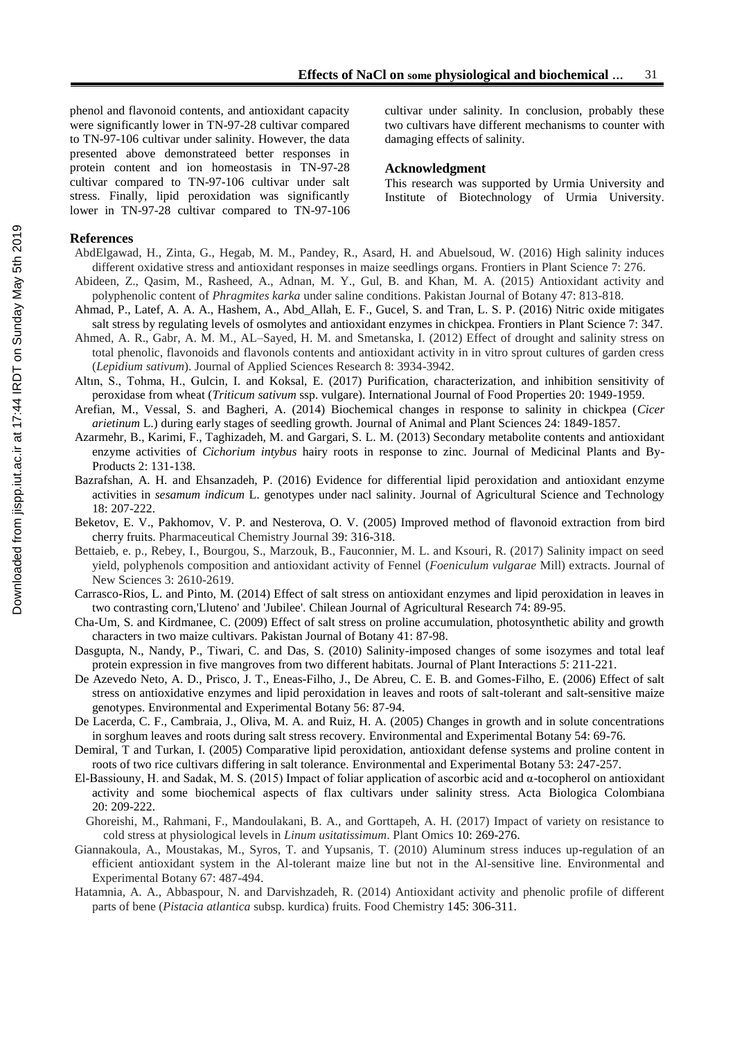phenol and flavonoid contents, and antioxidant capacity were significantly lower in TN-97-28 cultivar compared to TN-97-106 cultivar under salinity. However, the data presented above demonstrateed better responses in protein content and ion homeostasis in TN-97-28 cultivar compared to TN-97-106 cultivar under salt stress. Finally, lipid peroxidation was significantly lower in TN-97-28 cultivar compared to TN-97-106 cultivar under salinity. In conclusion, probably these two cultivars have different mechanisms to counter with damaging effects of salinity.

### Acknowledgment

This research was supported by Urmia University and Institute of Biotechnology of Urmia University.

### References

AbdElgawad, H., Zinta, G., Hegab, M. M., Pandey, R., Asard, H. and Abuelsoud, W. (2016) High salinity induces different oxidative stress and antioxidant responses in maize seedlings organs. Frontiers in Plant Science 7: 276.

Abideen, Z., Qasim, M., Rasheed, A., Adnan, M. Y., Gul, B. and Khan, M. A. (2015) Antioxidant activity and polyphenolic content of *Phragmites karka* under saline conditions. Pakistan Journal of Botany 47: 813-818.

Ahmad, P., Latef, A. A. A., Hashem, A., Abd_Allah, E. F., Gucel, S. and Tran, L. S. P. (2016) Nitric oxide mitigates salt stress by regulating levels of osmolytes and antioxidant enzymes in chickpea. Frontiers in Plant Science 7: 347.

Ahmed, A. R., Gabr, A. M. M., AL–Sayed, H. M. and Smetanska, I. (2012) Effect of drought and salinity stress on total phenolic, flavonoids and flavonols contents and antioxidant activity in in vitro sprout cultures of garden cress (*Lepidium sativum*). Journal of Applied Sciences Research 8: 3934-3942.

Altın, S., Tohma, H., Gulcin, I. and Koksal, E. (2017) Purification, characterization, and inhibition sensitivity of peroxidase from wheat (*Triticum sativum* ssp. vulgare). International Journal of Food Properties 20: 1949-1959.

Arefian, M., Vessal, S. and Bagheri, A. (2014) Biochemical changes in response to salinity in chickpea (*Cicer arietinum* L.) during early stages of seedling growth. Journal of Animal and Plant Sciences 24: 1849-1857.

Azarmehr, B., Karimi, F., Taghizadeh, M. and Gargari, S. L. M. (2013) Secondary metabolite contents and antioxidant enzyme activities of *Cichorium intybus* hairy roots in response to zinc. Journal of Medicinal Plants and By-Products 2: 131-138.

Bazrafshan, A. H. and Ehsanzadeh, P. (2016) Evidence for differential lipid peroxidation and antioxidant enzyme activities in *sesamum indicum* L. genotypes under nacl salinity. Journal of Agricultural Science and Technology 18: 207-222.

Beketov, E. V., Pakhomov, V. P. and Nesterova, O. V. (2005) Improved method of flavonoid extraction from bird cherry fruits. Pharmaceutical Chemistry Journal 39: 316-318.

Bettaieb, e. p., Rebey, I., Bourgou, S., Marzouk, B., Fauconnier, M. L. and Ksouri, R. (2017) Salinity impact on seed yield, polyphenols composition and antioxidant activity of Fennel (*Foeniculum vulgarae* Mill) extracts. Journal of New Sciences 3: 2610-2619.

Carrasco-Rios, L. and Pinto, M. (2014) Effect of salt stress on antioxidant enzymes and lipid peroxidation in leaves in two contrasting corn,'Lluteno' and 'Jubilee'. Chilean Journal of Agricultural Research 74: 89-95.

Cha-Um, S. and Kirdmanee, C. (2009) Effect of salt stress on proline accumulation, photosynthetic ability and growth characters in two maize cultivars. Pakistan Journal of Botany 41: 87-98.

Dasgupta, N., Nandy, P., Tiwari, C. and Das, S. (2010) Salinity-imposed changes of some isozymes and total leaf protein expression in five mangroves from two different habitats. Journal of Plant Interactions 5: 211-221.

De Azevedo Neto, A. D., Prisco, J. T., Eneas-Filho, J., De Abreu, C. E. B. and Gomes-Filho, E. (2006) Effect of salt stress on antioxidative enzymes and lipid peroxidation in leaves and roots of salt-tolerant and salt-sensitive maize genotypes. Environmental and Experimental Botany 56: 87-94.

De Lacerda, C. F., Cambraia, J., Oliva, M. A. and Ruiz, H. A. (2005) Changes in growth and in solute concentrations in sorghum leaves and roots during salt stress recovery. Environmental and Experimental Botany 54: 69-76.

Demiral, T and Turkan, I. (2005) Comparative lipid peroxidation, antioxidant defense systems and proline content in roots of two rice cultivars differing in salt tolerance. Environmental and Experimental Botany 53: 247-257.

El-Bassiouny, H. and Sadak, M. S. (2015) Impact of foliar application of ascorbic acid and α-tocopherol on antioxidant activity and some biochemical aspects of flax cultivars under salinity stress. Acta Biologica Colombiana 20: 209-222.

Ghoreishi, M., Rahmani, F., Mandoulakani, B. A., and Gorttapeh, A. H. (2017) Impact of variety on resistance to cold stress at physiological levels in *Linum usitatissimum*. Plant Omics 10: 269-276.

Giannakoula, A., Moustakas, M., Syros, T. and Yupsanis, T. (2010) Aluminum stress induces up-regulation of an efficient antioxidant system in the Al-tolerant maize line but not in the Al-sensitive line. Environmental and Experimental Botany 67: 487-494.

Hatamnia, A. A., Abbaspour, N. and Darvishzadeh, R. (2014) Antioxidant activity and phenolic profile of different parts of bene (*Pistacia atlantica* subsp. kurdica) fruits. Food Chemistry 145: 306-311.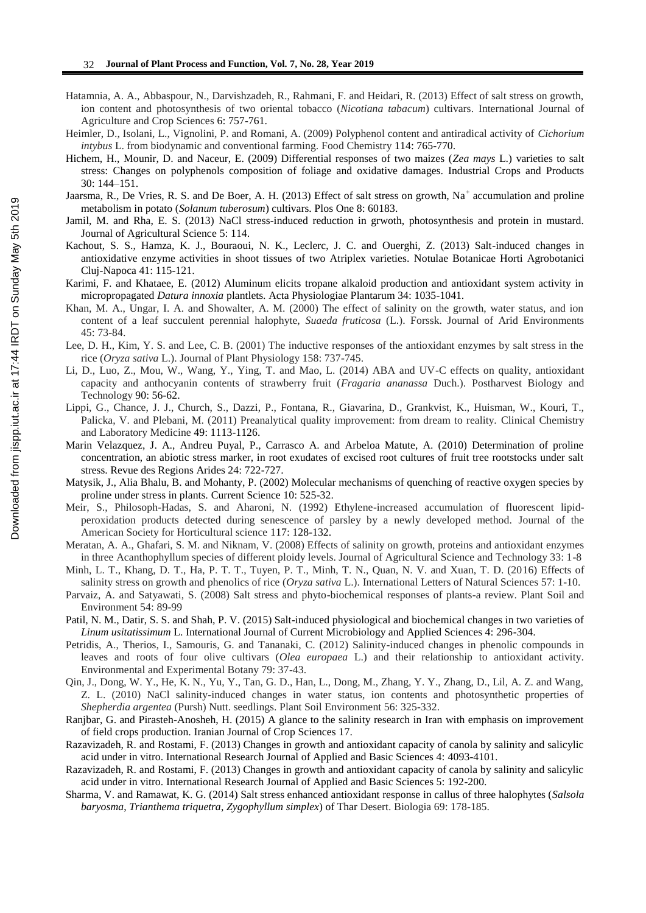Hatamnia, A. A., Abbaspour, N., Darvishzadeh, R., Rahmani, F. and Heidari, R. (2013) Effect of salt stress on growth, ion content and photosynthesis of two oriental tobacco (*Nicotiana tabacum*) cultivars. International Journal of Agriculture and Crop Sciences 6: 757-761.

Heimler, D., Isolani, L., Vignolini, P. and Romani, A. (2009) Polyphenol content and antiradical activity of *Cichorium intybus* L. from biodynamic and conventional farming. Food Chemistry 114: 765-770.

Hichem, H., Mounir, D. and Naceur, E. (2009) Differential responses of two maizes (*Zea mays* L.) varieties to salt stress: Changes on polyphenols composition of foliage and oxidative damages. Industrial Crops and Products 30: 144–151.

Jaarsma, R., De Vries, R. S. and De Boer, A. H. (2013) Effect of salt stress on growth, $Na^+$ accumulation and proline metabolism in potato (*Solanum tuberosum*) cultivars. Plos One 8: 60183.

Jamil, M. and Rha, E. S. (2013) NaCl stress-induced reduction in grwoth, photosynthesis and protein in mustard. Journal of Agricultural Science 5: 114.

Kachout, S. S., Hamza, K. J., Bouraoui, N. K., Leclerc, J. C. and Ouerghi, Z. (2013) Salt-induced changes in antioxidative enzyme activities in shoot tissues of two Atriplex varieties. Notulae Botanicae Horti Agrobotanici Cluj-Napoca 41: 115-121.

Karimi, F. and Khataee, E. (2012) Aluminum elicits tropane alkaloid production and antioxidant system activity in micropropagated *Datura innoxia* plantlets. Acta Physiologiae Plantarum 34: 1035-1041.

Khan, M. A., Ungar, I. A. and Showalter, A. M. (2000) The effect of salinity on the growth, water status, and ion content of a leaf succulent perennial halophyte, *Suaeda fruticosa* (L.). Forssk. Journal of Arid Environments 45: 73-84.

Lee, D. H., Kim, Y. S. and Lee, C. B. (2001) The inductive responses of the antioxidant enzymes by salt stress in the rice (*Oryza sativa* L.). Journal of Plant Physiology 158: 737-745.

Li, D., Luo, Z., Mou, W., Wang, Y., Ying, T. and Mao, L. (2014) ABA and UV-C effects on quality, antioxidant capacity and anthocyanin contents of strawberry fruit (*Fragaria ananassa* Duch.). Postharvest Biology and Technology 90: 56-62.

Lippi, G., Chance, J. J., Church, S., Dazzi, P., Fontana, R., Giavarina, D., Grankvist, K., Huisman, W., Kouri, T., Palicka, V. and Plebani, M. (2011) Preanalytical quality improvement: from dream to reality. Clinical Chemistry and Laboratory Medicine 49: 1113-1126.

Marin Velazquez, J. A., Andreu Puyal, P., Carrasco A. and Arbeloa Matute, A. (2010) Determination of proline concentration, an abiotic stress marker, in root exudates of excised root cultures of fruit tree rootstocks under salt stress. Revue des Regions Arides 24: 722-727.

Matysik, J., Alia Bhalu, B. and Mohanty, P. (2002) Molecular mechanisms of quenching of reactive oxygen species by proline under stress in plants. Current Science 10: 525-32.

Meir, S., Philosoph-Hadas, S. and Aharoni, N. (1992) Ethylene-increased accumulation of fluorescent lipid-peroxidation products detected during senescence of parsley by a newly developed method. Journal of the American Society for Horticultural science 117: 128-132.

Meratan, A. A., Ghafari, S. M. and Niknam, V. (2008) Effects of salinity on growth, proteins and antioxidant enzymes in three Acanthophyllum species of different ploidy levels. Journal of Agricultural Science and Technology 33: 1-8

Minh, L. T., Khang, D. T., Ha, P. T. T., Tuyen, P. T., Minh, T. N., Quan, N. V. and Xuan, T. D. (2016) Effects of salinity stress on growth and phenolics of rice (*Oryza sativa* L.). International Letters of Natural Sciences 57: 1-10.

Parvaiz, A. and Satyawati, S. (2008) Salt stress and phyto-biochemical responses of plants-a review. Plant Soil and Environment 54: 89-99

Patil, N. M., Datir, S. S. and Shah, P. V. (2015) Salt-induced physiological and biochemical changes in two varieties of *Linum usitatissimum* L. International Journal of Current Microbiology and Applied Sciences 4: 296-304.

Petridis, A., Therios, I., Samouris, G. and Tananaki, C. (2012) Salinity-induced changes in phenolic compounds in leaves and roots of four olive cultivars (*Olea europaea* L.) and their relationship to antioxidant activity. Environmental and Experimental Botany 79: 37-43.

Qin, J., Dong, W. Y., He, K. N., Yu, Y., Tan, G. D., Han, L., Dong, M., Zhang, Y. Y., Zhang, D., Lil, A. Z. and Wang, Z. L. (2010) NaCl salinity-induced changes in water status, ion contents and photosynthetic properties of *Shepherdia argentea* (Pursh) Nutt. seedlings. Plant Soil Environment 56: 325-332.

Ranjbar, G. and Pirasteh-Anosheh, H. (2015) A glance to the salinity research in Iran with emphasis on improvement of field crops production. Iranian Journal of Crop Sciences 17.

Razavizadeh, R. and Rostami, F. (2013) Changes in growth and antioxidant capacity of canola by salinity and salicylic acid under in vitro. International Research Journal of Applied and Basic Sciences 4: 4093-4101.

Razavizadeh, R. and Rostami, F. (2013) Changes in growth and antioxidant capacity of canola by salinity and salicylic acid under in vitro. International Research Journal of Applied and Basic Sciences 5: 192-200.

Sharma, V. and Ramawat, K. G. (2014) Salt stress enhanced antioxidant response in callus of three halophytes (*Salsola baryosma*, *Trianthema triquetra*, *Zygophyllum simplex*) of Thar Desert. Biologia 69: 178-185.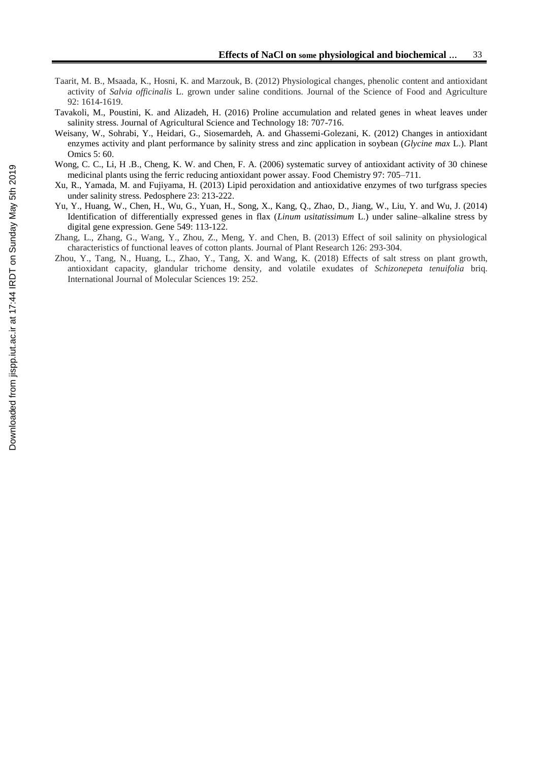Taarit, M. B., Msaada, K., Hosni, K. and Marzouk, B. (2012) Physiological changes, phenolic content and antioxidant activity of *Salvia officinalis* L. grown under saline conditions. Journal of the Science of Food and Agriculture 92: 1614-1619.

Tavakoli, M., Poustini, K. and Alizadeh, H. (2016) Proline accumulation and related genes in wheat leaves under salinity stress. Journal of Agricultural Science and Technology 18: 707-716.

Weisany, W., Sohrabi, Y., Heidari, G., Siosemardeh, A. and Ghassemi-Golezani, K. (2012) Changes in antioxidant enzymes activity and plant performance by salinity stress and zinc application in soybean (*Glycine max* L.). Plant Omics 5: 60.

Wong, C. C., Li, H .B., Cheng, K. W. and Chen, F. A. (2006) systematic survey of antioxidant activity of 30 chinese medicinal plants using the ferric reducing antioxidant power assay. Food Chemistry 97: 705–711.

Xu, R., Yamada, M. and Fujiyama, H. (2013) Lipid peroxidation and antioxidative enzymes of two turfgrass species under salinity stress. Pedosphere 23: 213-222.

Yu, Y., Huang, W., Chen, H., Wu, G., Yuan, H., Song, X., Kang, Q., Zhao, D., Jiang, W., Liu, Y. and Wu, J. (2014) Identification of differentially expressed genes in flax (*Linum usitatissimum* L.) under saline–alkaline stress by digital gene expression. Gene 549: 113-122.

Zhang, L., Zhang, G., Wang, Y., Zhou, Z., Meng, Y. and Chen, B. (2013) Effect of soil salinity on physiological characteristics of functional leaves of cotton plants. Journal of Plant Research 126: 293-304.

Zhou, Y., Tang, N., Huang, L., Zhao, Y., Tang, X. and Wang, K. (2018) Effects of salt stress on plant growth, antioxidant capacity, glandular trichome density, and volatile exudates of *Schizonepeta tenuifolia* briq. International Journal of Molecular Sciences 19: 252.